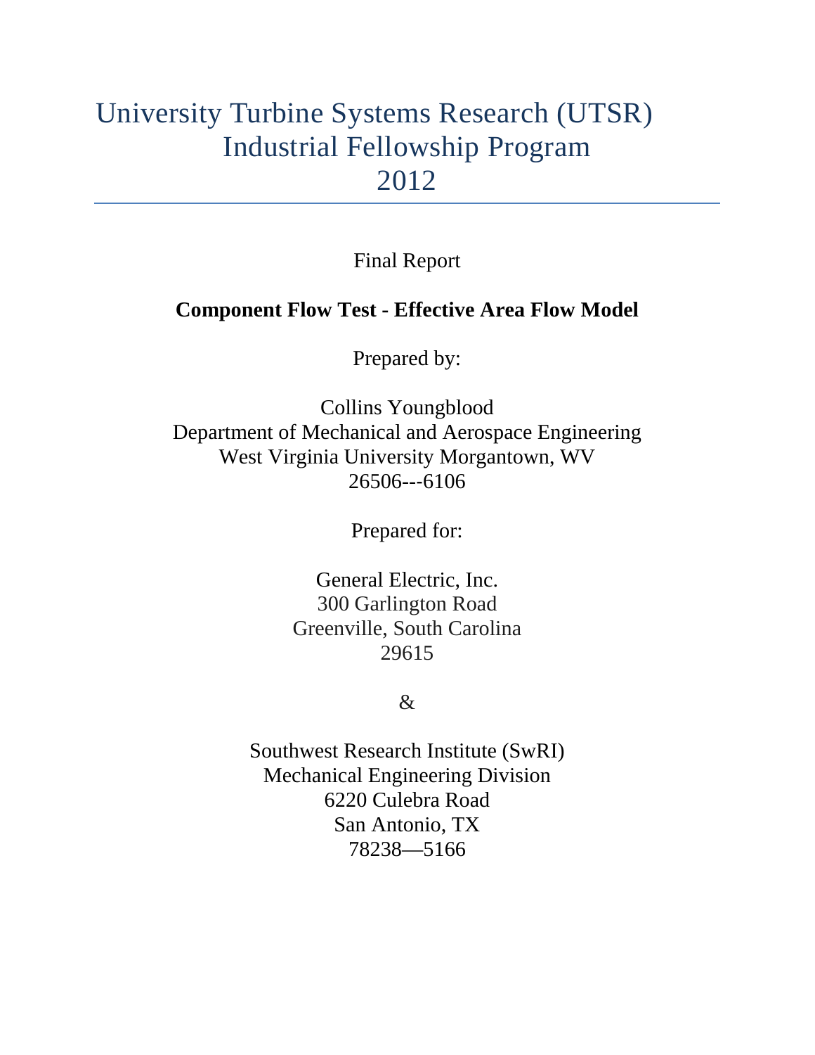# University Turbine Systems Research (UTSR) Industrial Fellowship Program 2012

---

Final Report

**Component Flow Test - Effective Area Flow Model**

Prepared by:

Collins Youngblood
Department of Mechanical and Aerospace Engineering
West Virginia University Morgantown, WV
26506---6106

Prepared for:

General Electric, Inc.
300 Garlington Road
Greenville, South Carolina
29615

&

Southwest Research Institute (SwRI)
Mechanical Engineering Division
6220 Culebra Road
San Antonio, TX
78238—5166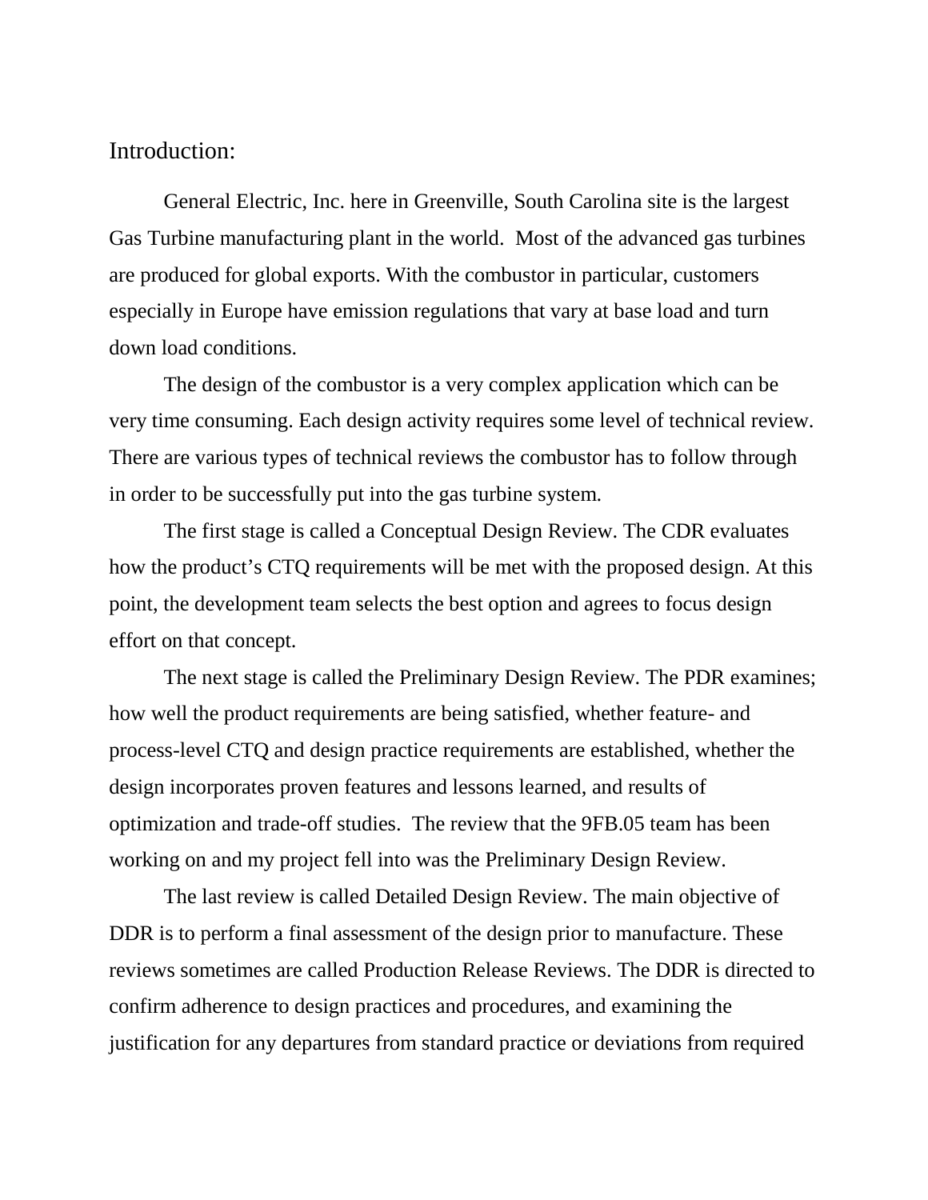## Introduction:

General Electric, Inc. here in Greenville, South Carolina site is the largest Gas Turbine manufacturing plant in the world. Most of the advanced gas turbines are produced for global exports. With the combustor in particular, customers especially in Europe have emission regulations that vary at base load and turn down load conditions.

The design of the combustor is a very complex application which can be very time consuming. Each design activity requires some level of technical review. There are various types of technical reviews the combustor has to follow through in order to be successfully put into the gas turbine system.

The first stage is called a Conceptual Design Review. The CDR evaluates how the product's CTQ requirements will be met with the proposed design. At this point, the development team selects the best option and agrees to focus design effort on that concept.

The next stage is called the Preliminary Design Review. The PDR examines; how well the product requirements are being satisfied, whether feature- and process-level CTQ and design practice requirements are established, whether the design incorporates proven features and lessons learned, and results of optimization and trade-off studies. The review that the 9FB.05 team has been working on and my project fell into was the Preliminary Design Review.

The last review is called Detailed Design Review. The main objective of DDR is to perform a final assessment of the design prior to manufacture. These reviews sometimes are called Production Release Reviews. The DDR is directed to confirm adherence to design practices and procedures, and examining the justification for any departures from standard practice or deviations from required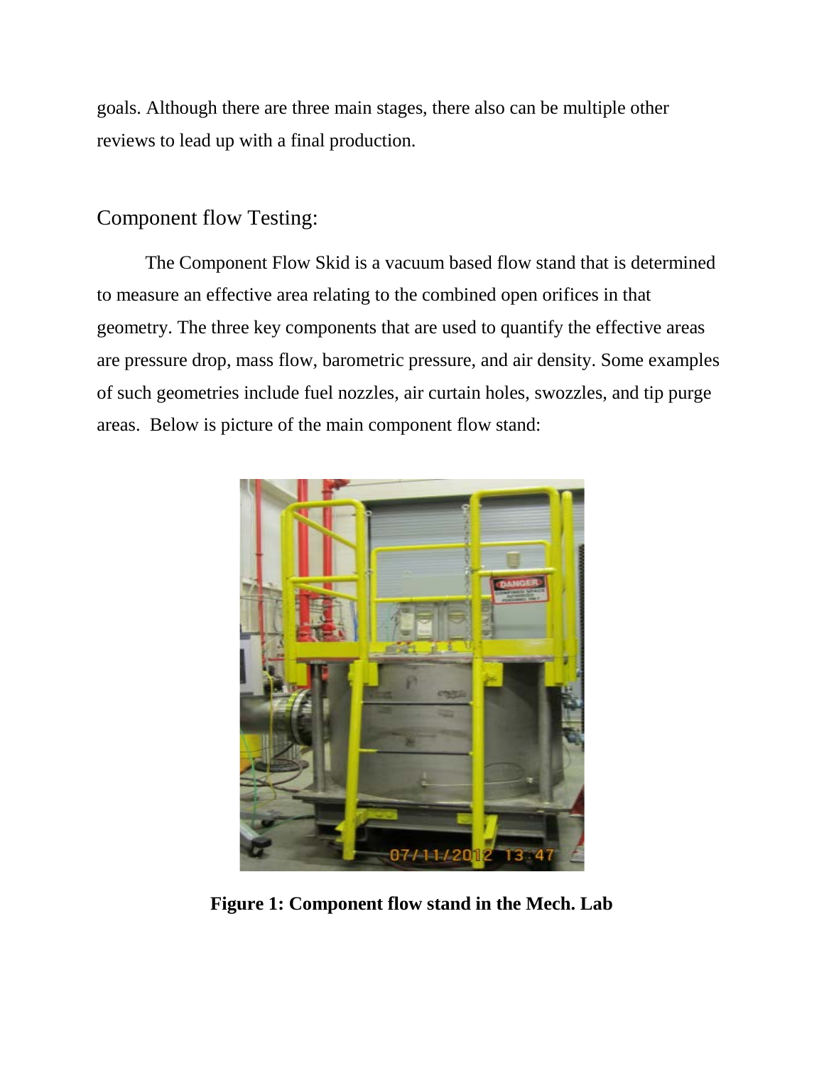goals. Although there are three main stages, there also can be multiple other reviews to lead up with a final production.

## Component flow Testing:

The Component Flow Skid is a vacuum based flow stand that is determined to measure an effective area relating to the combined open orifices in that geometry. The three key components that are used to quantify the effective areas are pressure drop, mass flow, barometric pressure, and air density. Some examples of such geometries include fuel nozzles, air curtain holes, swozzles, and tip purge areas. Below is picture of the main component flow stand:

**Figure 1: Component flow stand in the Mech. Lab**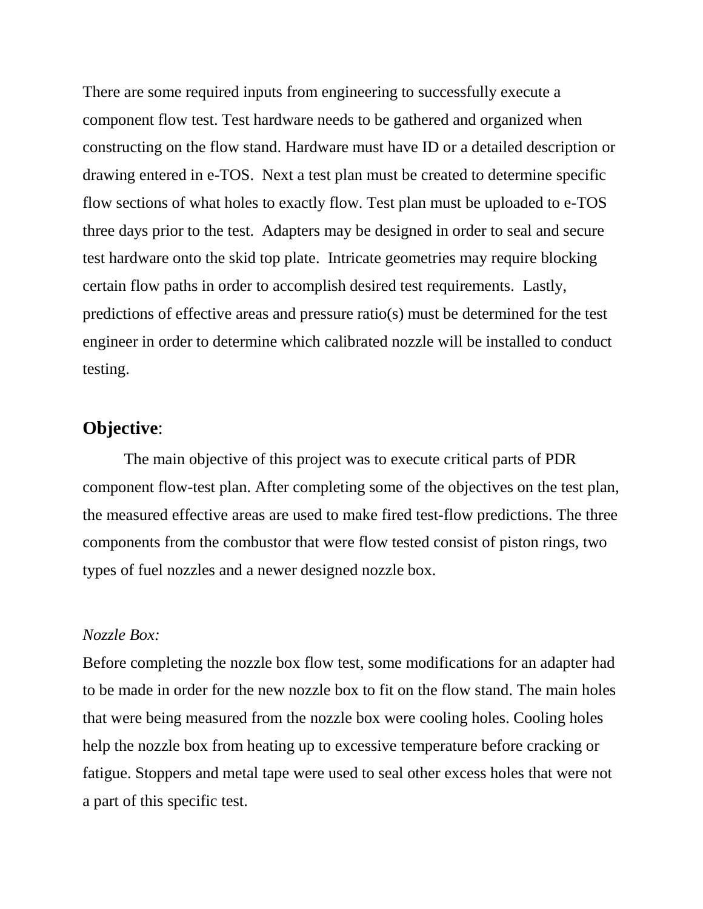There are some required inputs from engineering to successfully execute a component flow test. Test hardware needs to be gathered and organized when constructing on the flow stand. Hardware must have ID or a detailed description or drawing entered in e-TOS. Next a test plan must be created to determine specific flow sections of what holes to exactly flow. Test plan must be uploaded to e-TOS three days prior to the test. Adapters may be designed in order to seal and secure test hardware onto the skid top plate. Intricate geometries may require blocking certain flow paths in order to accomplish desired test requirements. Lastly, predictions of effective areas and pressure ratio(s) must be determined for the test engineer in order to determine which calibrated nozzle will be installed to conduct testing.

## **Objective**:

The main objective of this project was to execute critical parts of PDR component flow-test plan. After completing some of the objectives on the test plan, the measured effective areas are used to make fired test-flow predictions. The three components from the combustor that were flow tested consist of piston rings, two types of fuel nozzles and a newer designed nozzle box.

*Nozzle Box:*

Before completing the nozzle box flow test, some modifications for an adapter had to be made in order for the new nozzle box to fit on the flow stand. The main holes that were being measured from the nozzle box were cooling holes. Cooling holes help the nozzle box from heating up to excessive temperature before cracking or fatigue. Stoppers and metal tape were used to seal other excess holes that were not a part of this specific test.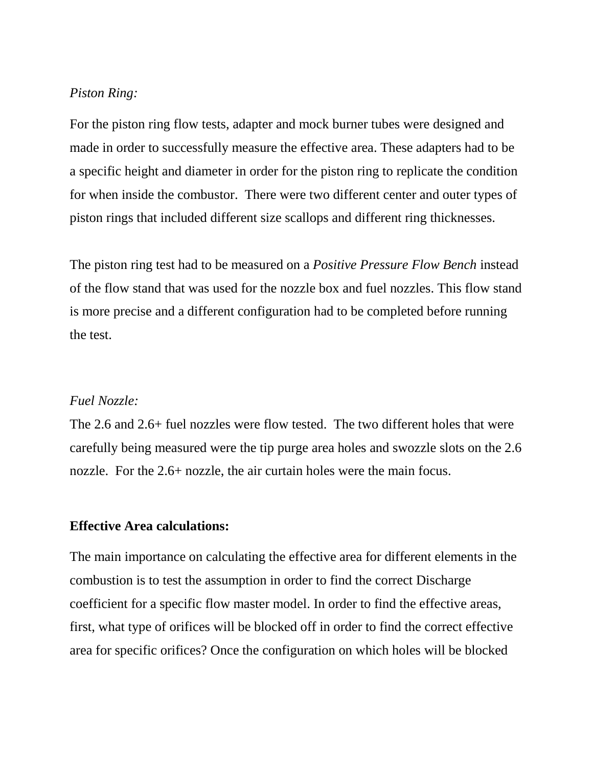*Piston Ring:*

For the piston ring flow tests, adapter and mock burner tubes were designed and made in order to successfully measure the effective area. These adapters had to be a specific height and diameter in order for the piston ring to replicate the condition for when inside the combustor. There were two different center and outer types of piston rings that included different size scallops and different ring thicknesses.

The piston ring test had to be measured on a *Positive Pressure Flow Bench* instead of the flow stand that was used for the nozzle box and fuel nozzles. This flow stand is more precise and a different configuration had to be completed before running the test.

*Fuel Nozzle:*

The 2.6 and 2.6+ fuel nozzles were flow tested. The two different holes that were carefully being measured were the tip purge area holes and swozzle slots on the 2.6 nozzle. For the 2.6+ nozzle, the air curtain holes were the main focus.

**Effective Area calculations:**

The main importance on calculating the effective area for different elements in the combustion is to test the assumption in order to find the correct Discharge coefficient for a specific flow master model. In order to find the effective areas, first, what type of orifices will be blocked off in order to find the correct effective area for specific orifices? Once the configuration on which holes will be blocked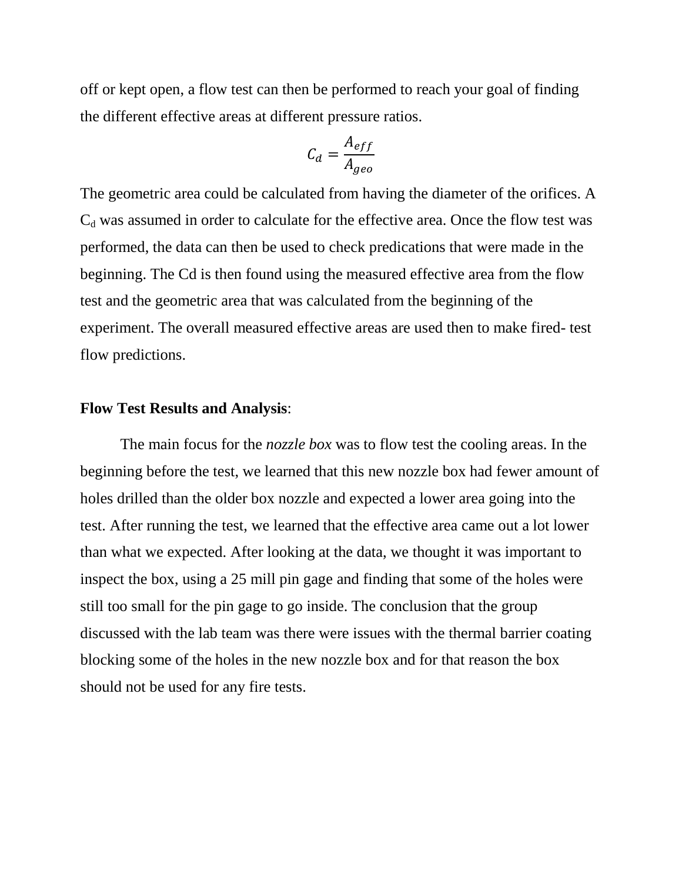off or kept open, a flow test can then be performed to reach your goal of finding the different effective areas at different pressure ratios.

$$C_d = \frac{A_{eff}}{A_{geo}}$$

The geometric area could be calculated from having the diameter of the orifices. A $C_d$ was assumed in order to calculate for the effective area. Once the flow test was performed, the data can then be used to check predications that were made in the beginning. The Cd is then found using the measured effective area from the flow test and the geometric area that was calculated from the beginning of the experiment. The overall measured effective areas are used then to make fired- test flow predictions.

**Flow Test Results and Analysis**:

The main focus for the *nozzle box* was to flow test the cooling areas. In the beginning before the test, we learned that this new nozzle box had fewer amount of holes drilled than the older box nozzle and expected a lower area going into the test. After running the test, we learned that the effective area came out a lot lower than what we expected. After looking at the data, we thought it was important to inspect the box, using a 25 mill pin gage and finding that some of the holes were still too small for the pin gage to go inside. The conclusion that the group discussed with the lab team was there were issues with the thermal barrier coating blocking some of the holes in the new nozzle box and for that reason the box should not be used for any fire tests.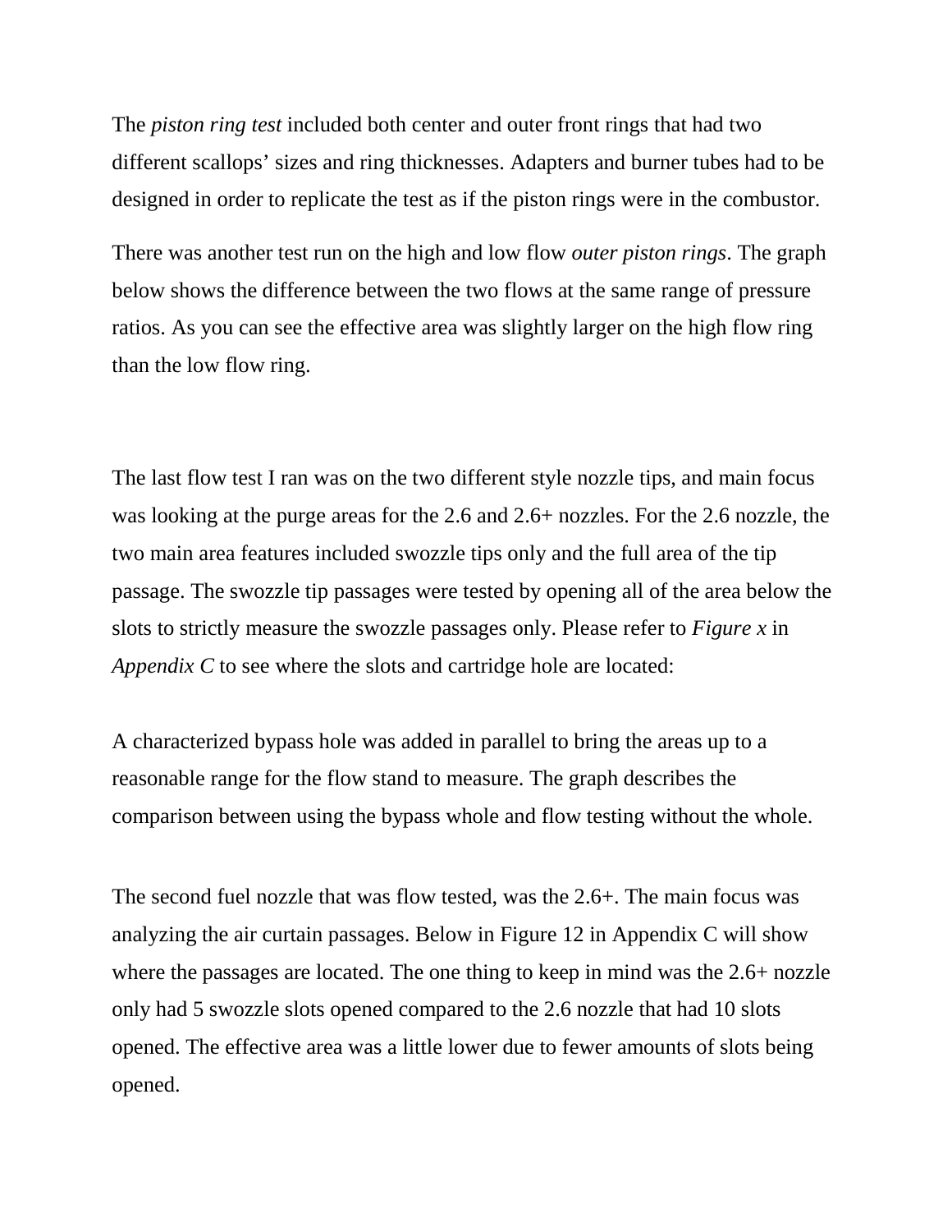The *piston ring test* included both center and outer front rings that had two different scallops' sizes and ring thicknesses. Adapters and burner tubes had to be designed in order to replicate the test as if the piston rings were in the combustor.

There was another test run on the high and low flow *outer piston rings*. The graph below shows the difference between the two flows at the same range of pressure ratios. As you can see the effective area was slightly larger on the high flow ring than the low flow ring.

The last flow test I ran was on the two different style nozzle tips, and main focus was looking at the purge areas for the 2.6 and 2.6+ nozzles. For the 2.6 nozzle, the two main area features included swozzle tips only and the full area of the tip passage. The swozzle tip passages were tested by opening all of the area below the slots to strictly measure the swozzle passages only. Please refer to *Figure x* in *Appendix C* to see where the slots and cartridge hole are located:

A characterized bypass hole was added in parallel to bring the areas up to a reasonable range for the flow stand to measure. The graph describes the comparison between using the bypass whole and flow testing without the whole.

The second fuel nozzle that was flow tested, was the 2.6+. The main focus was analyzing the air curtain passages. Below in Figure 12 in Appendix C will show where the passages are located. The one thing to keep in mind was the 2.6+ nozzle only had 5 swozzle slots opened compared to the 2.6 nozzle that had 10 slots opened. The effective area was a little lower due to fewer amounts of slots being opened.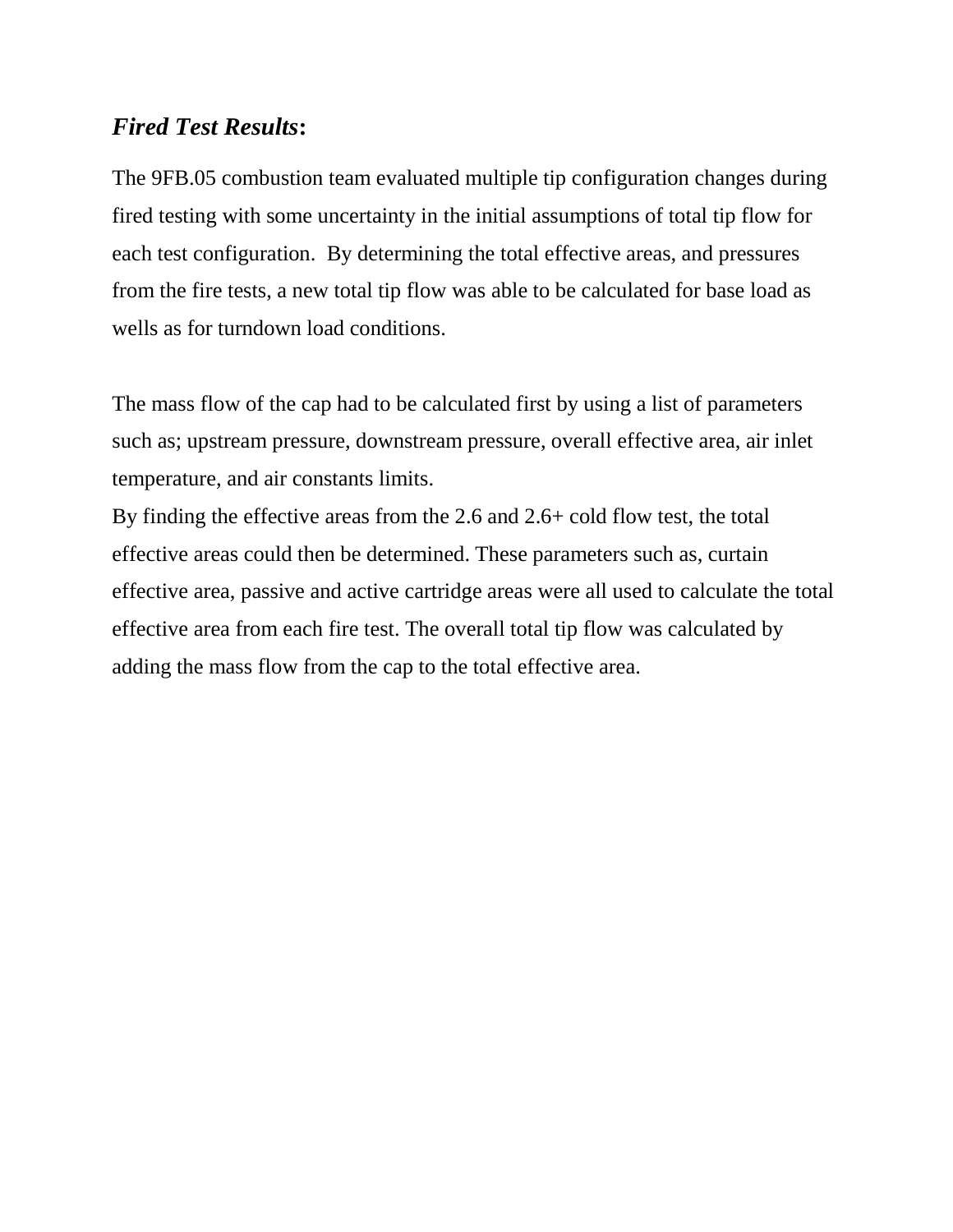***Fired Test Results*:**

The 9FB.05 combustion team evaluated multiple tip configuration changes during fired testing with some uncertainty in the initial assumptions of total tip flow for each test configuration. By determining the total effective areas, and pressures from the fire tests, a new total tip flow was able to be calculated for base load as wells as for turndown load conditions.

The mass flow of the cap had to be calculated first by using a list of parameters such as; upstream pressure, downstream pressure, overall effective area, air inlet temperature, and air constants limits.
By finding the effective areas from the 2.6 and 2.6+ cold flow test, the total effective areas could then be determined. These parameters such as, curtain effective area, passive and active cartridge areas were all used to calculate the total effective area from each fire test. The overall total tip flow was calculated by adding the mass flow from the cap to the total effective area.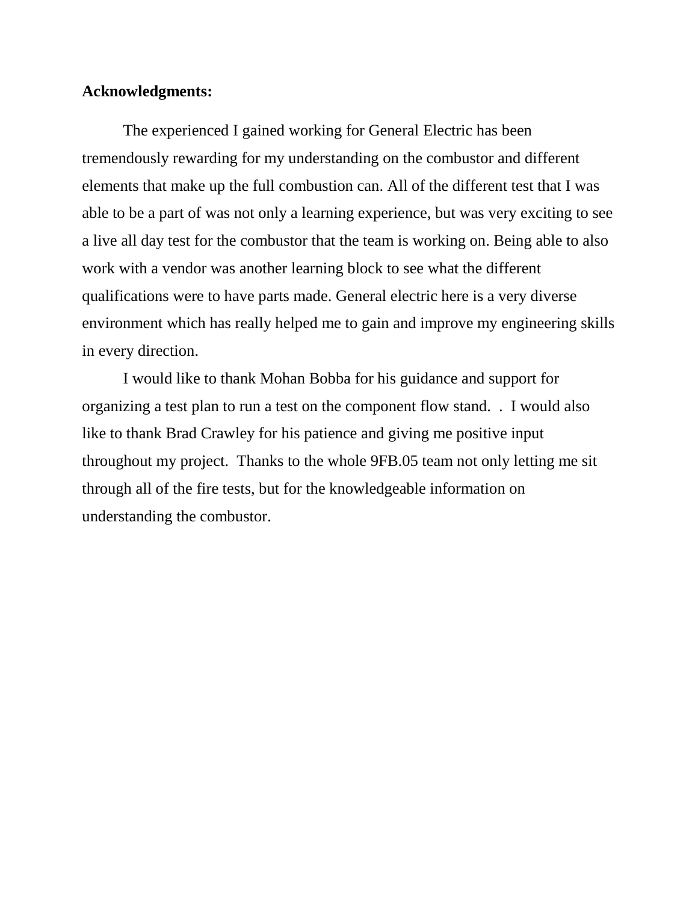**Acknowledgments:**

The experienced I gained working for General Electric has been tremendously rewarding for my understanding on the combustor and different elements that make up the full combustion can. All of the different test that I was able to be a part of was not only a learning experience, but was very exciting to see a live all day test for the combustor that the team is working on. Being able to also work with a vendor was another learning block to see what the different qualifications were to have parts made. General electric here is a very diverse environment which has really helped me to gain and improve my engineering skills in every direction.

I would like to thank Mohan Bobba for his guidance and support for organizing a test plan to run a test on the component flow stand. . I would also like to thank Brad Crawley for his patience and giving me positive input throughout my project. Thanks to the whole 9FB.05 team not only letting me sit through all of the fire tests, but for the knowledgeable information on understanding the combustor.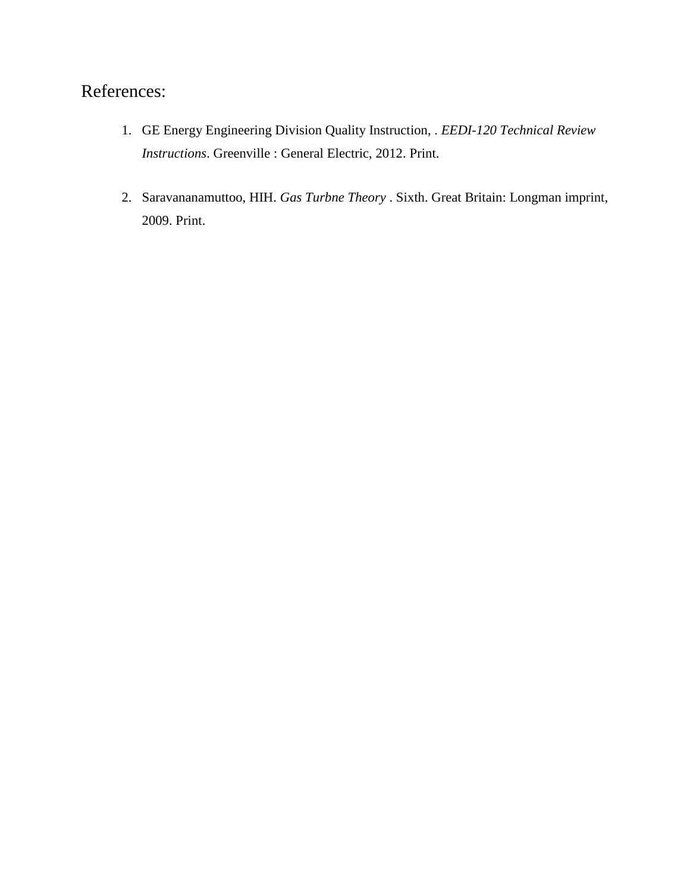# References:

1. GE Energy Engineering Division Quality Instruction, . *EEDI-120 Technical Review Instructions*. Greenville : General Electric, 2012. Print.

2. Saravananamuttoo, HIH. *Gas Turbne Theory* . Sixth. Great Britain: Longman imprint, 2009. Print.